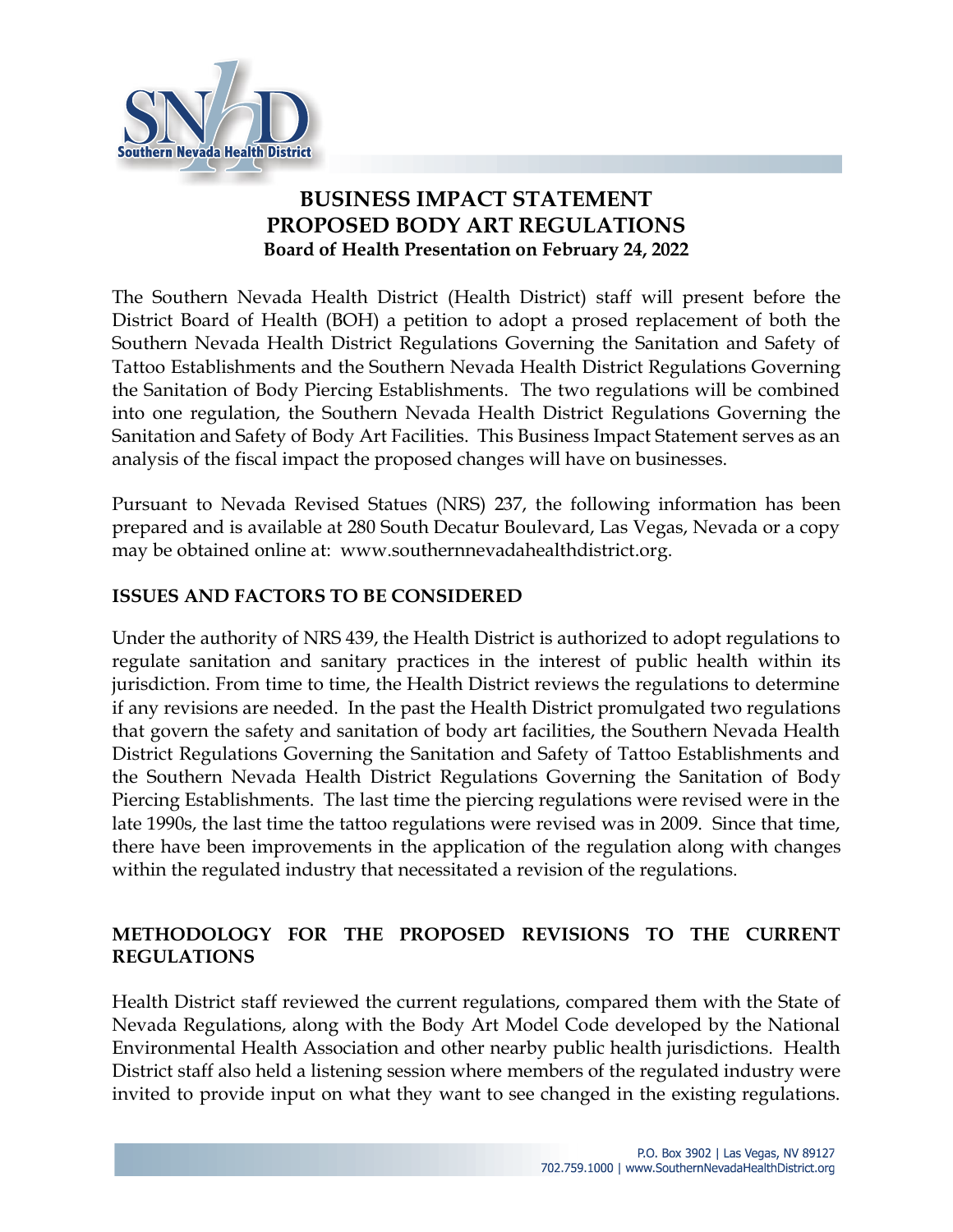# BUSINESS IMPACT STATEMENT
# PROPOSED BODY ART REGULATIONS
### Board of Health Presentation on February 24, 2022

The Southern Nevada Health District (Health District) staff will present before the District Board of Health (BOH) a petition to adopt a prosed replacement of both the Southern Nevada Health District Regulations Governing the Sanitation and Safety of Tattoo Establishments and the Southern Nevada Health District Regulations Governing the Sanitation of Body Piercing Establishments. The two regulations will be combined into one regulation, the Southern Nevada Health District Regulations Governing the Sanitation and Safety of Body Art Facilities. This Business Impact Statement serves as an analysis of the fiscal impact the proposed changes will have on businesses.

Pursuant to Nevada Revised Statues (NRS) 237, the following information has been prepared and is available at 280 South Decatur Boulevard, Las Vegas, Nevada or a copy may be obtained online at: www.southernnevadahealthdistrict.org.

## ISSUES AND FACTORS TO BE CONSIDERED

Under the authority of NRS 439, the Health District is authorized to adopt regulations to regulate sanitation and sanitary practices in the interest of public health within its jurisdiction. From time to time, the Health District reviews the regulations to determine if any revisions are needed. In the past the Health District promulgated two regulations that govern the safety and sanitation of body art facilities, the Southern Nevada Health District Regulations Governing the Sanitation and Safety of Tattoo Establishments and the Southern Nevada Health District Regulations Governing the Sanitation of Body Piercing Establishments. The last time the piercing regulations were revised were in the late 1990s, the last time the tattoo regulations were revised was in 2009. Since that time, there have been improvements in the application of the regulation along with changes within the regulated industry that necessitated a revision of the regulations.

## METHODOLOGY FOR THE PROPOSED REVISIONS TO THE CURRENT REGULATIONS

Health District staff reviewed the current regulations, compared them with the State of Nevada Regulations, along with the Body Art Model Code developed by the National Environmental Health Association and other nearby public health jurisdictions. Health District staff also held a listening session where members of the regulated industry were invited to provide input on what they want to see changed in the existing regulations.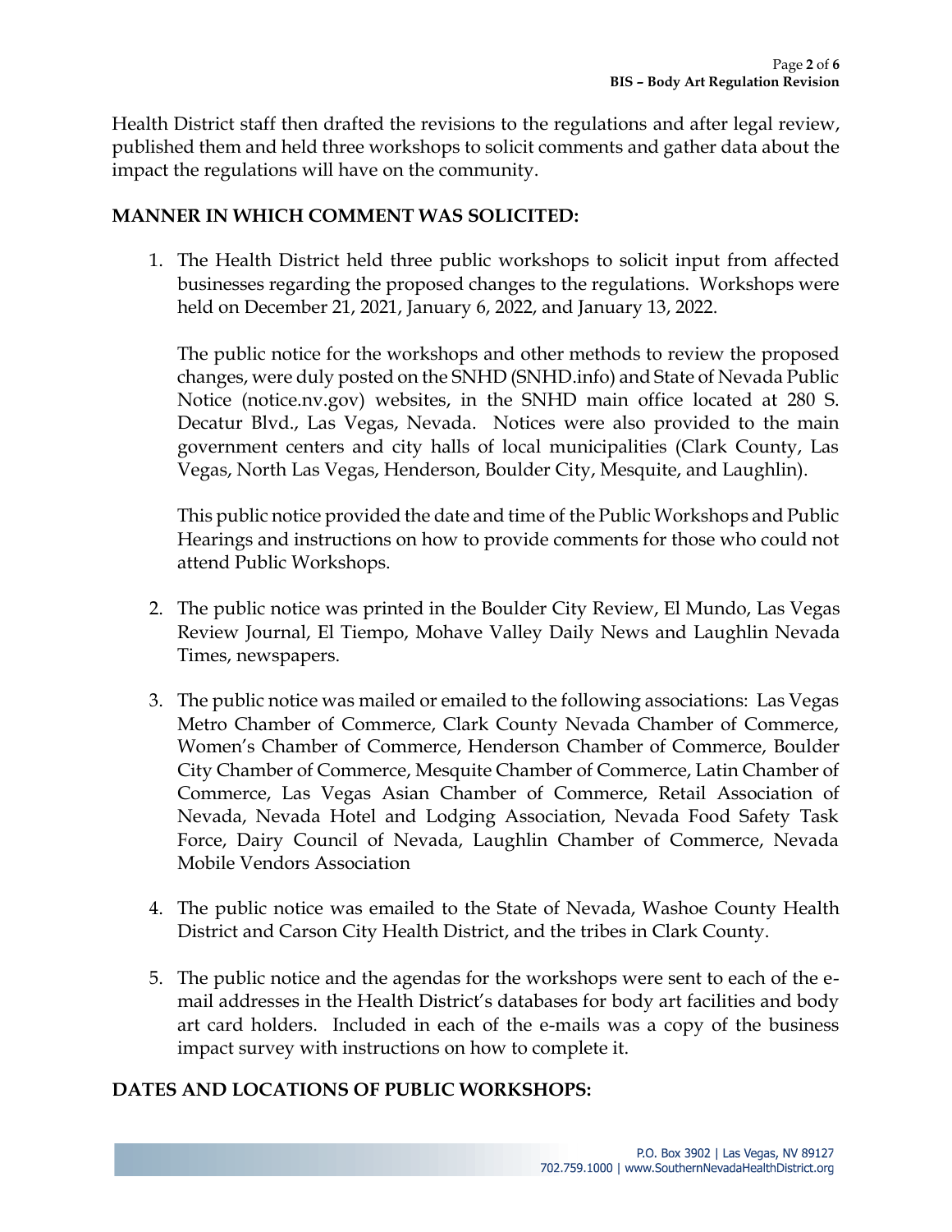Health District staff then drafted the revisions to the regulations and after legal review, published them and held three workshops to solicit comments and gather data about the impact the regulations will have on the community.

## MANNER IN WHICH COMMENT WAS SOLICITED:

1. The Health District held three public workshops to solicit input from affected businesses regarding the proposed changes to the regulations. Workshops were held on December 21, 2021, January 6, 2022, and January 13, 2022.

   The public notice for the workshops and other methods to review the proposed changes, were duly posted on the SNHD (SNHD.info) and State of Nevada Public Notice (notice.nv.gov) websites, in the SNHD main office located at 280 S. Decatur Blvd., Las Vegas, Nevada. Notices were also provided to the main government centers and city halls of local municipalities (Clark County, Las Vegas, North Las Vegas, Henderson, Boulder City, Mesquite, and Laughlin).

   This public notice provided the date and time of the Public Workshops and Public Hearings and instructions on how to provide comments for those who could not attend Public Workshops.

2. The public notice was printed in the Boulder City Review, El Mundo, Las Vegas Review Journal, El Tiempo, Mohave Valley Daily News and Laughlin Nevada Times, newspapers.

3. The public notice was mailed or emailed to the following associations: Las Vegas Metro Chamber of Commerce, Clark County Nevada Chamber of Commerce, Women's Chamber of Commerce, Henderson Chamber of Commerce, Boulder City Chamber of Commerce, Mesquite Chamber of Commerce, Latin Chamber of Commerce, Las Vegas Asian Chamber of Commerce, Retail Association of Nevada, Nevada Hotel and Lodging Association, Nevada Food Safety Task Force, Dairy Council of Nevada, Laughlin Chamber of Commerce, Nevada Mobile Vendors Association

4. The public notice was emailed to the State of Nevada, Washoe County Health District and Carson City Health District, and the tribes in Clark County.

5. The public notice and the agendas for the workshops were sent to each of the e-mail addresses in the Health District's databases for body art facilities and body art card holders. Included in each of the e-mails was a copy of the business impact survey with instructions on how to complete it.

## DATES AND LOCATIONS OF PUBLIC WORKSHOPS: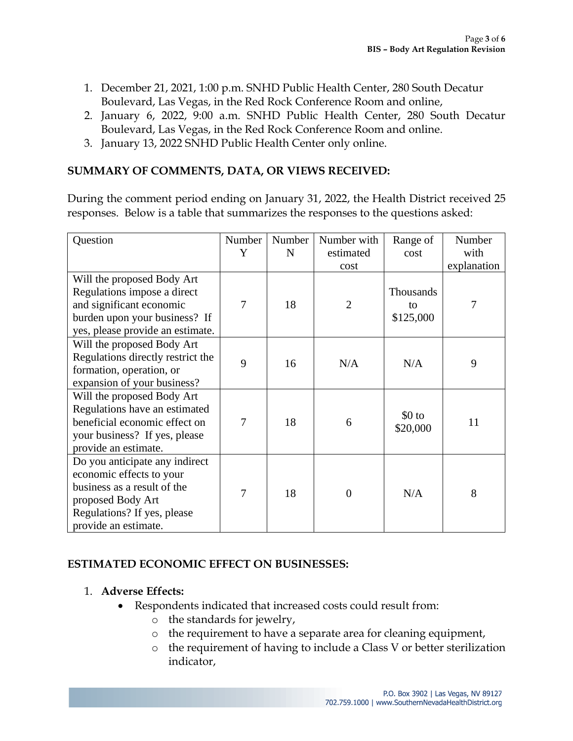1. December 21, 2021, 1:00 p.m. SNHD Public Health Center, 280 South Decatur Boulevard, Las Vegas, in the Red Rock Conference Room and online,
2. January 6, 2022, 9:00 a.m. SNHD Public Health Center, 280 South Decatur Boulevard, Las Vegas, in the Red Rock Conference Room and online.
3. January 13, 2022 SNHD Public Health Center only online.

## SUMMARY OF COMMENTS, DATA, OR VIEWS RECEIVED:

During the comment period ending on January 31, 2022, the Health District received 25 responses. Below is a table that summarizes the responses to the questions asked:

| Question | Number Y | Number N | Number with estimated cost | Range of cost | Number with explanation |
|---|---|---|---|---|---|
| Will the proposed Body Art Regulations impose a direct and significant economic burden upon your business? If yes, please provide an estimate. | 7 | 18 | 2 | Thousands to $125,000 | 7 |
| Will the proposed Body Art Regulations directly restrict the formation, operation, or expansion of your business? | 9 | 16 | N/A | N/A | 9 |
| Will the proposed Body Art Regulations have an estimated beneficial economic effect on your business? If yes, please provide an estimate. | 7 | 18 | 6 | $0 to $20,000 | 11 |
| Do you anticipate any indirect economic effects to your business as a result of the proposed Body Art Regulations? If yes, please provide an estimate. | 7 | 18 | 0 | N/A | 8 |

## ESTIMATED ECONOMIC EFFECT ON BUSINESSES:

1. **Adverse Effects:**
   - Respondents indicated that increased costs could result from:
     - the standards for jewelry,
     - the requirement to have a separate area for cleaning equipment,
     - the requirement of having to include a Class V or better sterilization indicator,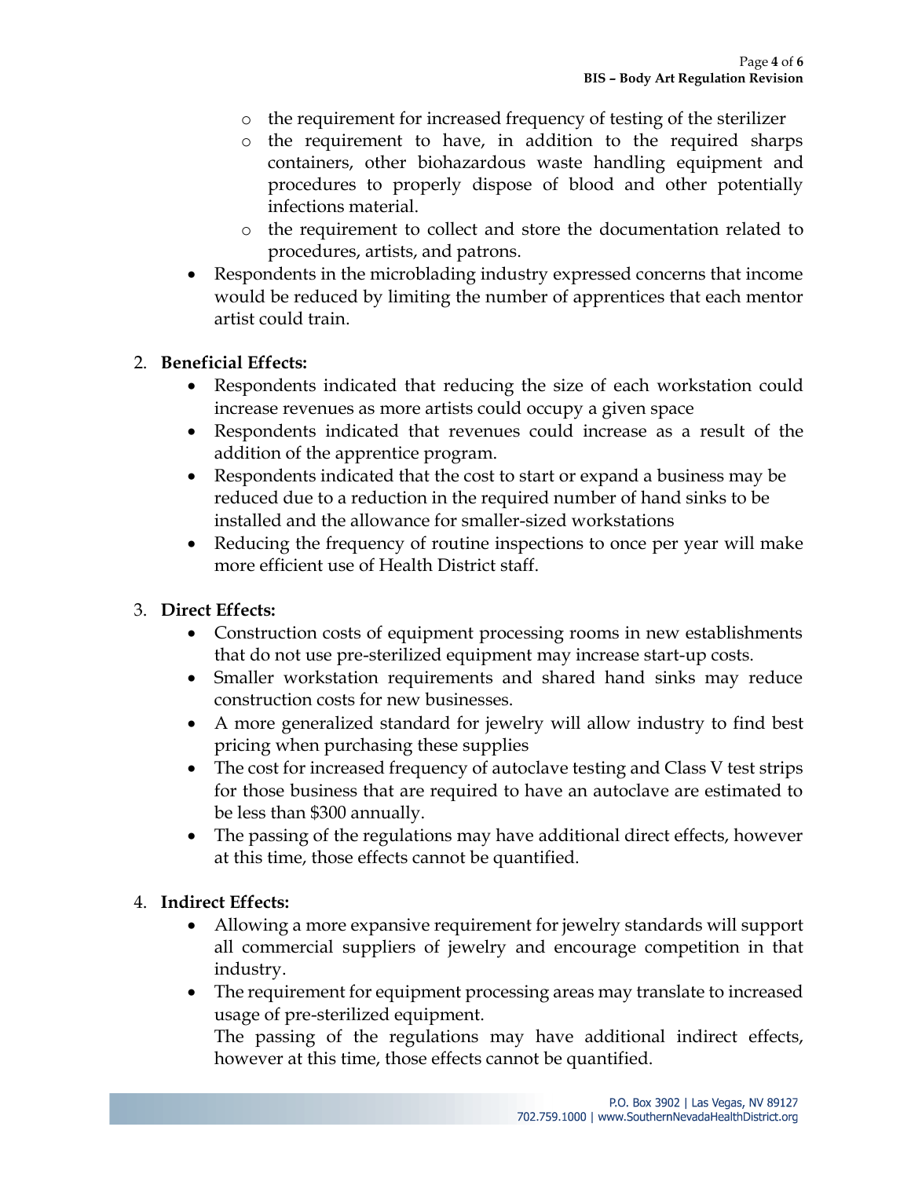- the requirement for increased frequency of testing of the sterilizer
  - the requirement to have, in addition to the required sharps containers, other biohazardous waste handling equipment and procedures to properly dispose of blood and other potentially infections material.
  - the requirement to collect and store the documentation related to procedures, artists, and patrons.
- Respondents in the microblading industry expressed concerns that income would be reduced by limiting the number of apprentices that each mentor artist could train.

2. **Beneficial Effects:**
   - Respondents indicated that reducing the size of each workstation could increase revenues as more artists could occupy a given space
   - Respondents indicated that revenues could increase as a result of the addition of the apprentice program.
   - Respondents indicated that the cost to start or expand a business may be reduced due to a reduction in the required number of hand sinks to be installed and the allowance for smaller-sized workstations
   - Reducing the frequency of routine inspections to once per year will make more efficient use of Health District staff.

3. **Direct Effects:**
   - Construction costs of equipment processing rooms in new establishments that do not use pre-sterilized equipment may increase start-up costs.
   - Smaller workstation requirements and shared hand sinks may reduce construction costs for new businesses.
   - A more generalized standard for jewelry will allow industry to find best pricing when purchasing these supplies
   - The cost for increased frequency of autoclave testing and Class V test strips for those business that are required to have an autoclave are estimated to be less than $300 annually.
   - The passing of the regulations may have additional direct effects, however at this time, those effects cannot be quantified.

4. **Indirect Effects:**
   - Allowing a more expansive requirement for jewelry standards will support all commercial suppliers of jewelry and encourage competition in that industry.
   - The requirement for equipment processing areas may translate to increased usage of pre-sterilized equipment.

     The passing of the regulations may have additional indirect effects, however at this time, those effects cannot be quantified.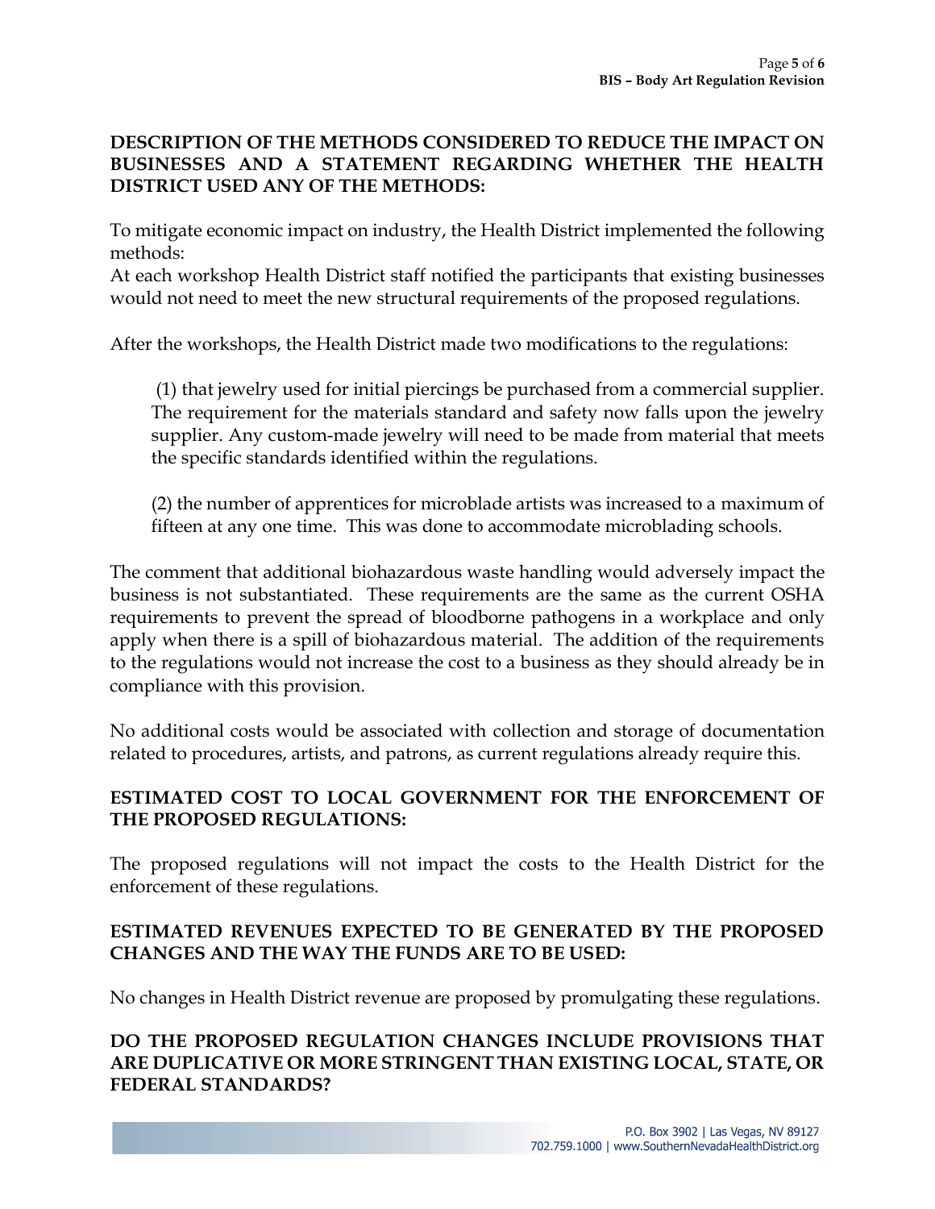**DESCRIPTION OF THE METHODS CONSIDERED TO REDUCE THE IMPACT ON BUSINESSES AND A STATEMENT REGARDING WHETHER THE HEALTH DISTRICT USED ANY OF THE METHODS:**

To mitigate economic impact on industry, the Health District implemented the following methods:
At each workshop Health District staff notified the participants that existing businesses would not need to meet the new structural requirements of the proposed regulations.

After the workshops, the Health District made two modifications to the regulations:

(1) that jewelry used for initial piercings be purchased from a commercial supplier. The requirement for the materials standard and safety now falls upon the jewelry supplier. Any custom-made jewelry will need to be made from material that meets the specific standards identified within the regulations.

(2) the number of apprentices for microblade artists was increased to a maximum of fifteen at any one time. This was done to accommodate microblading schools.

The comment that additional biohazardous waste handling would adversely impact the business is not substantiated. These requirements are the same as the current OSHA requirements to prevent the spread of bloodborne pathogens in a workplace and only apply when there is a spill of biohazardous material. The addition of the requirements to the regulations would not increase the cost to a business as they should already be in compliance with this provision.

No additional costs would be associated with collection and storage of documentation related to procedures, artists, and patrons, as current regulations already require this.

**ESTIMATED COST TO LOCAL GOVERNMENT FOR THE ENFORCEMENT OF THE PROPOSED REGULATIONS:**

The proposed regulations will not impact the costs to the Health District for the enforcement of these regulations.

**ESTIMATED REVENUES EXPECTED TO BE GENERATED BY THE PROPOSED CHANGES AND THE WAY THE FUNDS ARE TO BE USED:**

No changes in Health District revenue are proposed by promulgating these regulations.

**DO THE PROPOSED REGULATION CHANGES INCLUDE PROVISIONS THAT ARE DUPLICATIVE OR MORE STRINGENT THAN EXISTING LOCAL, STATE, OR FEDERAL STANDARDS?**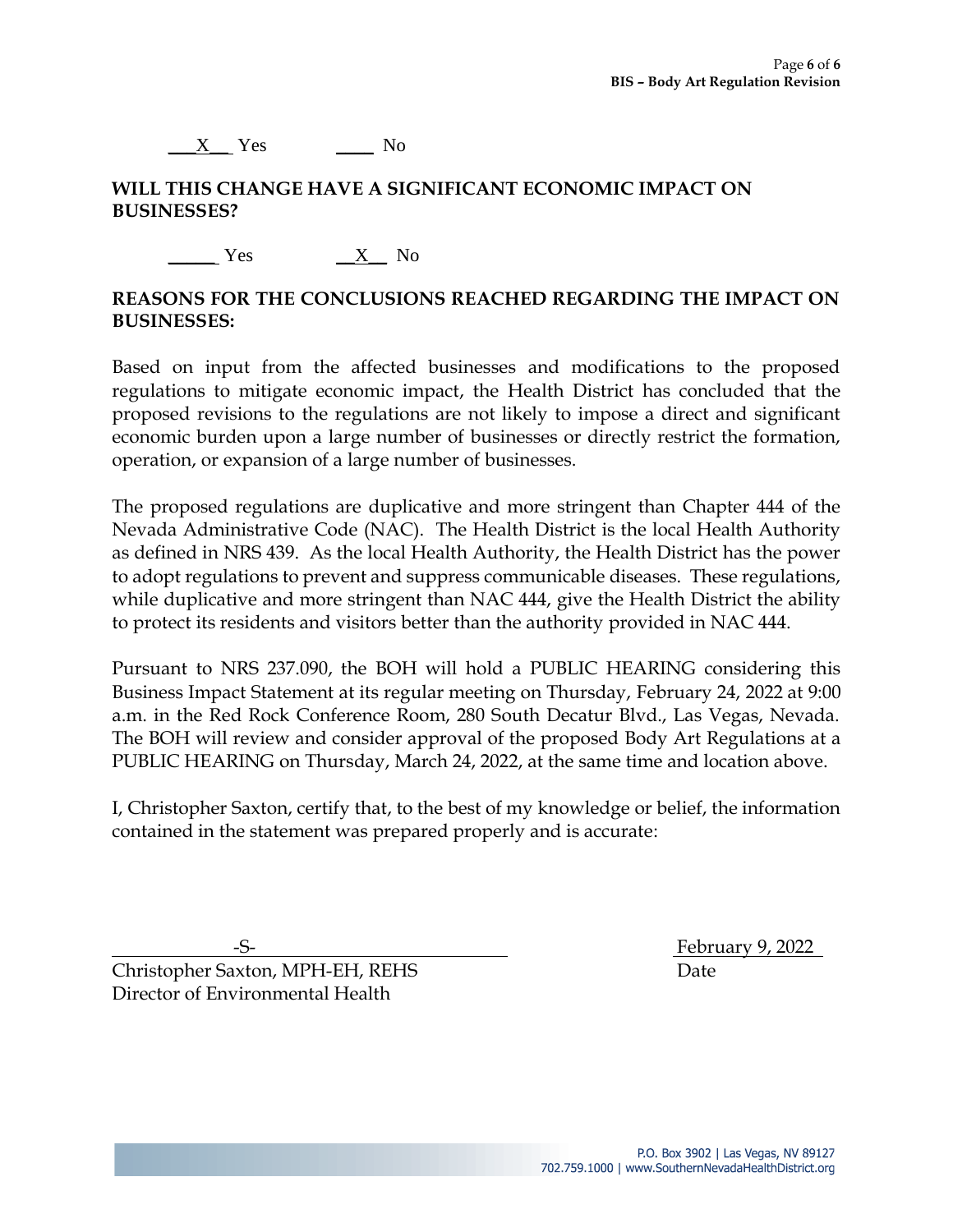\_\_\_X\_\_ Yes     \_\_\_\_ No

**WILL THIS CHANGE HAVE A SIGNIFICANT ECONOMIC IMPACT ON BUSINESSES?**

\_\_\_\_\_ Yes     \_\_X\_\_ No

**REASONS FOR THE CONCLUSIONS REACHED REGARDING THE IMPACT ON BUSINESSES:**

Based on input from the affected businesses and modifications to the proposed regulations to mitigate economic impact, the Health District has concluded that the proposed revisions to the regulations are not likely to impose a direct and significant economic burden upon a large number of businesses or directly restrict the formation, operation, or expansion of a large number of businesses.

The proposed regulations are duplicative and more stringent than Chapter 444 of the Nevada Administrative Code (NAC). The Health District is the local Health Authority as defined in NRS 439. As the local Health Authority, the Health District has the power to adopt regulations to prevent and suppress communicable diseases. These regulations, while duplicative and more stringent than NAC 444, give the Health District the ability to protect its residents and visitors better than the authority provided in NAC 444.

Pursuant to NRS 237.090, the BOH will hold a PUBLIC HEARING considering this Business Impact Statement at its regular meeting on Thursday, February 24, 2022 at 9:00 a.m. in the Red Rock Conference Room, 280 South Decatur Blvd., Las Vegas, Nevada. The BOH will review and consider approval of the proposed Body Art Regulations at a PUBLIC HEARING on Thursday, March 24, 2022, at the same time and location above.

I, Christopher Saxton, certify that, to the best of my knowledge or belief, the information contained in the statement was prepared properly and is accurate:

-S-
Christopher Saxton, MPH-EH, REHS
Director of Environmental Health

February 9, 2022
Date

P.O. Box 3902 | Las Vegas, NV 89127
702.759.1000 | www.SouthernNevadaHealthDistrict.org